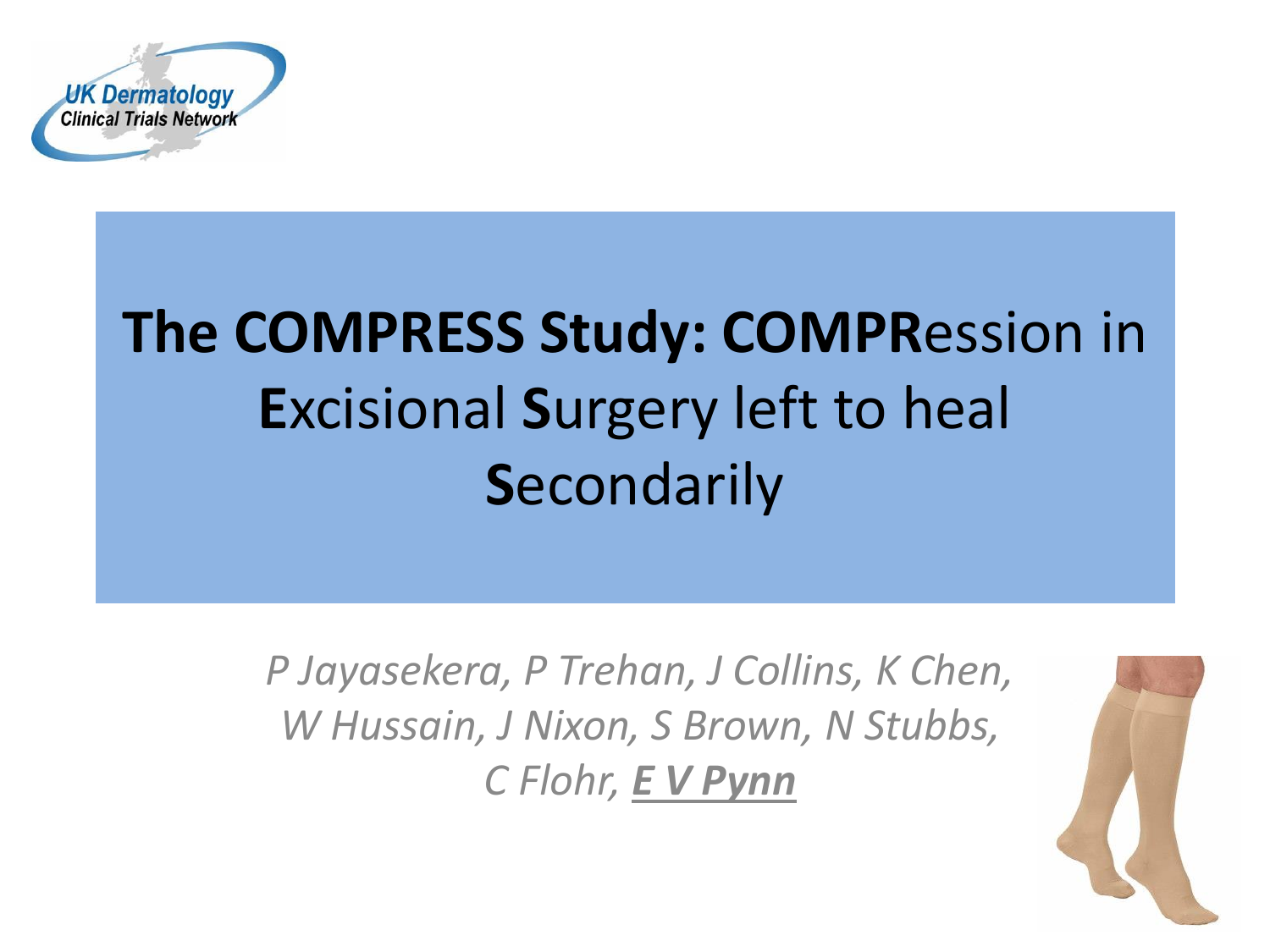UK Dermatology Clinical Trials Network

# The COMPRESS Study: COMPRession in Excisional Surgery left to heal Secondarily

*P Jayasekera, P Trehan, J Collins, K Chen, W Hussain, J Nixon, S Brown, N Stubbs, C Flohr, **E V Pynn***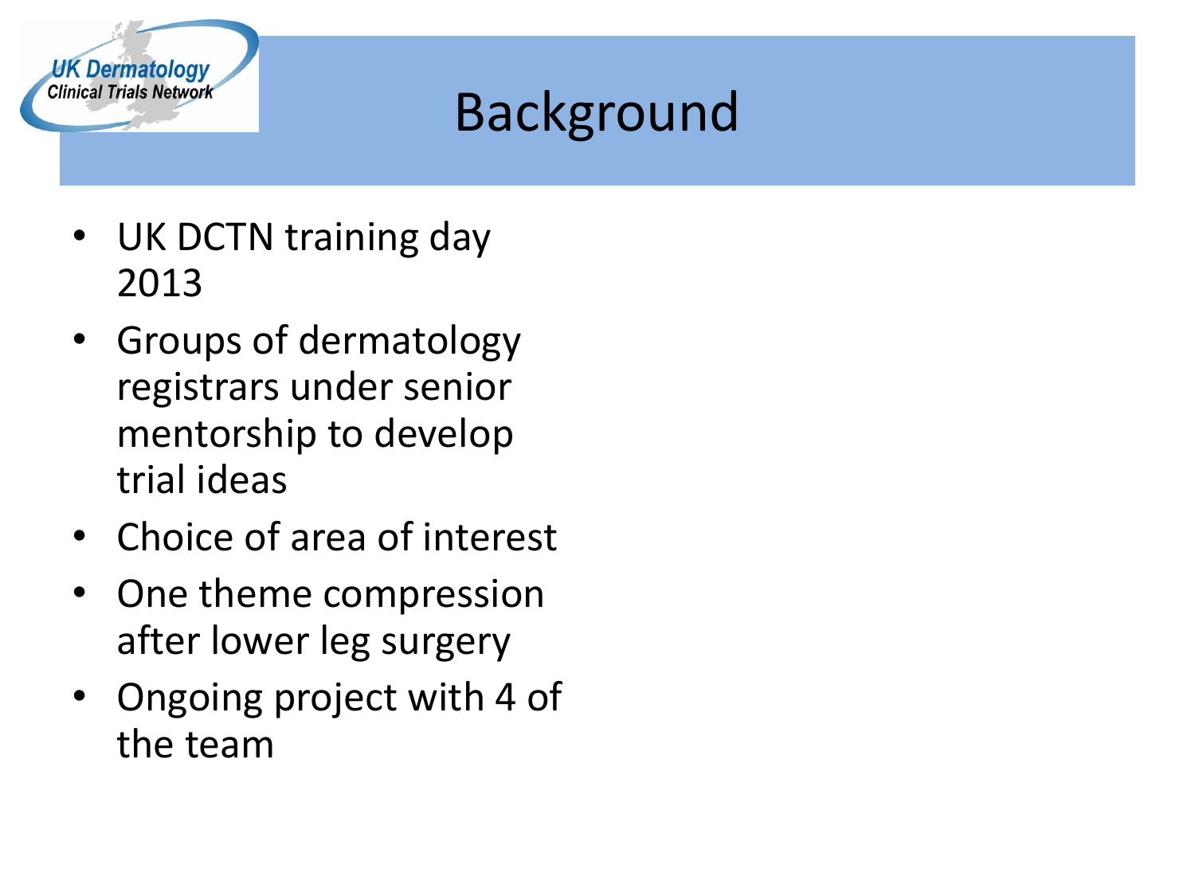# Background

- UK DCTN training day 2013
- Groups of dermatology registrars under senior mentorship to develop trial ideas
- Choice of area of interest
- One theme compression after lower leg surgery
- Ongoing project with 4 of the team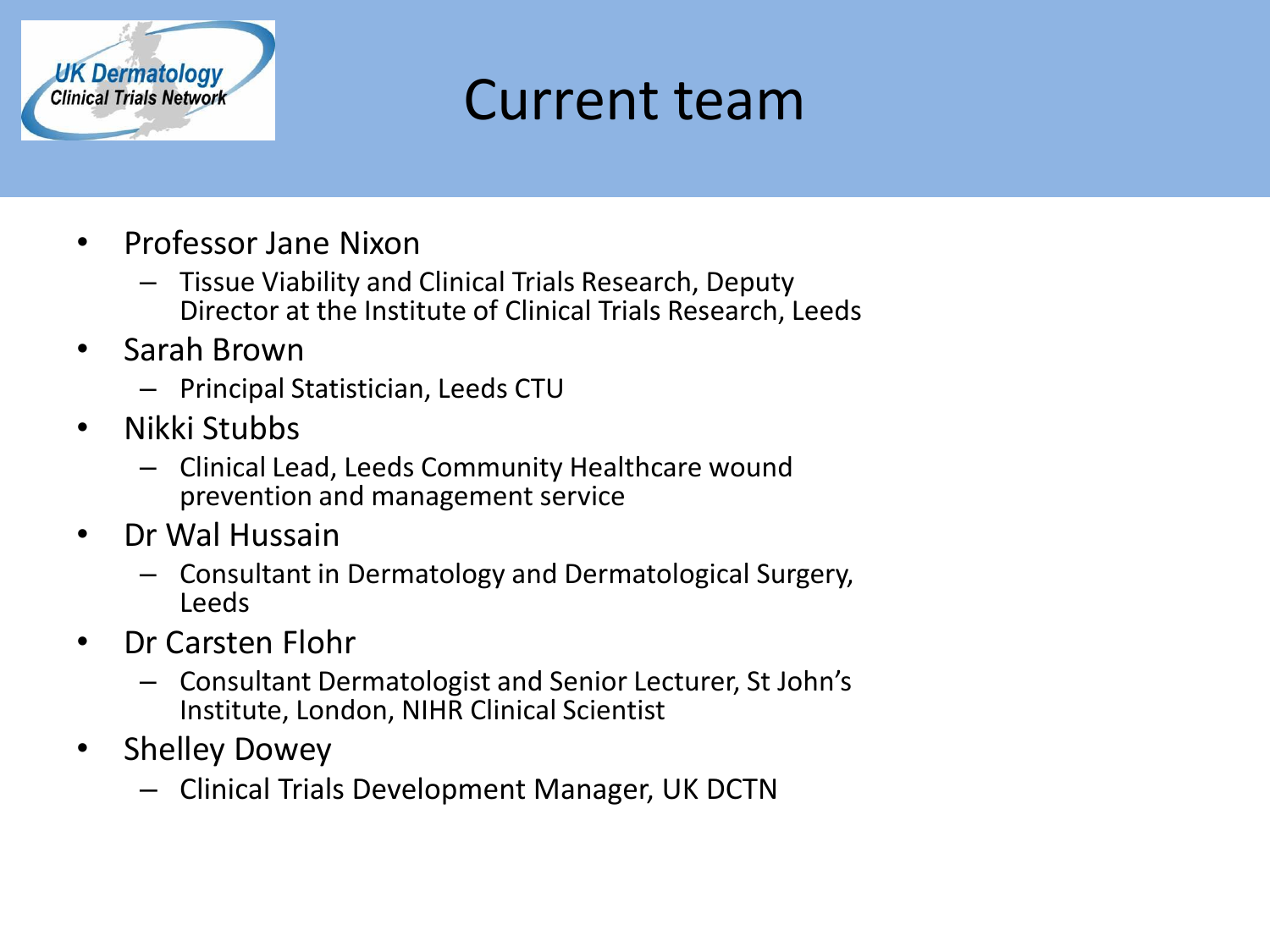# Current team

- Professor Jane Nixon
  - Tissue Viability and Clinical Trials Research, Deputy Director at the Institute of Clinical Trials Research, Leeds
- Sarah Brown
  - Principal Statistician, Leeds CTU
- Nikki Stubbs
  - Clinical Lead, Leeds Community Healthcare wound prevention and management service
- Dr Wal Hussain
  - Consultant in Dermatology and Dermatological Surgery, Leeds
- Dr Carsten Flohr
  - Consultant Dermatologist and Senior Lecturer, St John's Institute, London, NIHR Clinical Scientist
- Shelley Dowey
  - Clinical Trials Development Manager, UK DCTN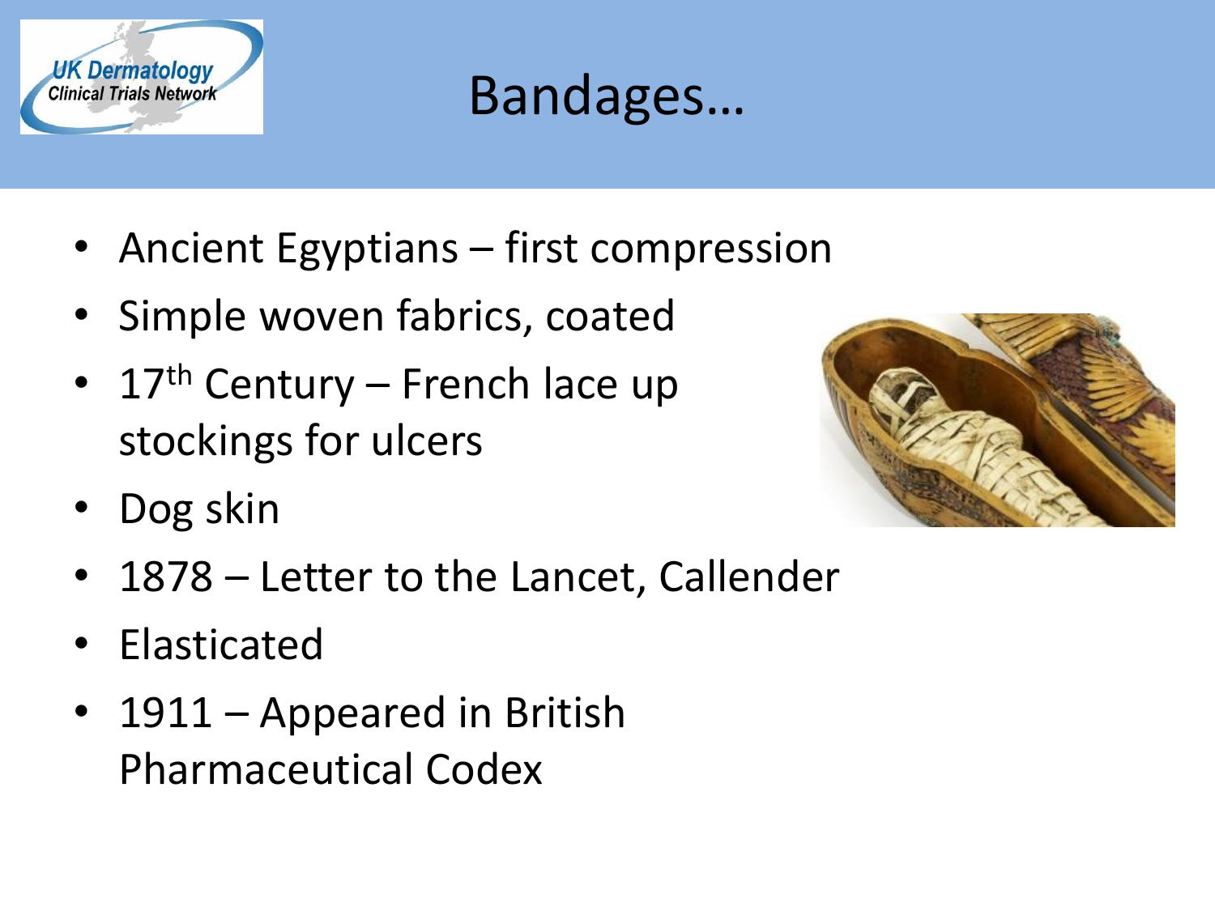# Bandages…

- Ancient Egyptians – first compression
- Simple woven fabrics, coated
- 17th Century – French lace up stockings for ulcers
- Dog skin
- 1878 – Letter to the Lancet, Callender
- Elasticated
- 1911 – Appeared in British Pharmaceutical Codex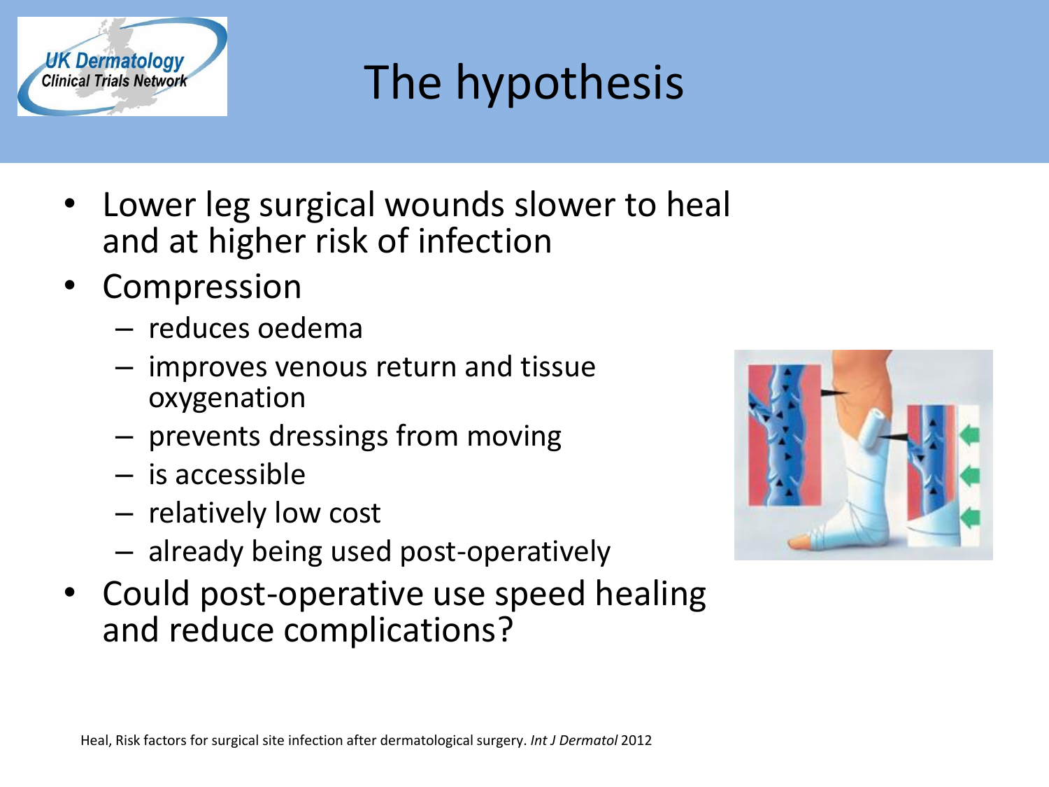# The hypothesis

- Lower leg surgical wounds slower to heal and at higher risk of infection
- Compression
  - reduces oedema
  - improves venous return and tissue oxygenation
  - prevents dressings from moving
  - is accessible
  - relatively low cost
  - already being used post-operatively
- Could post-operative use speed healing and reduce complications?

Heal, Risk factors for surgical site infection after dermatological surgery. *Int J Dermatol* 2012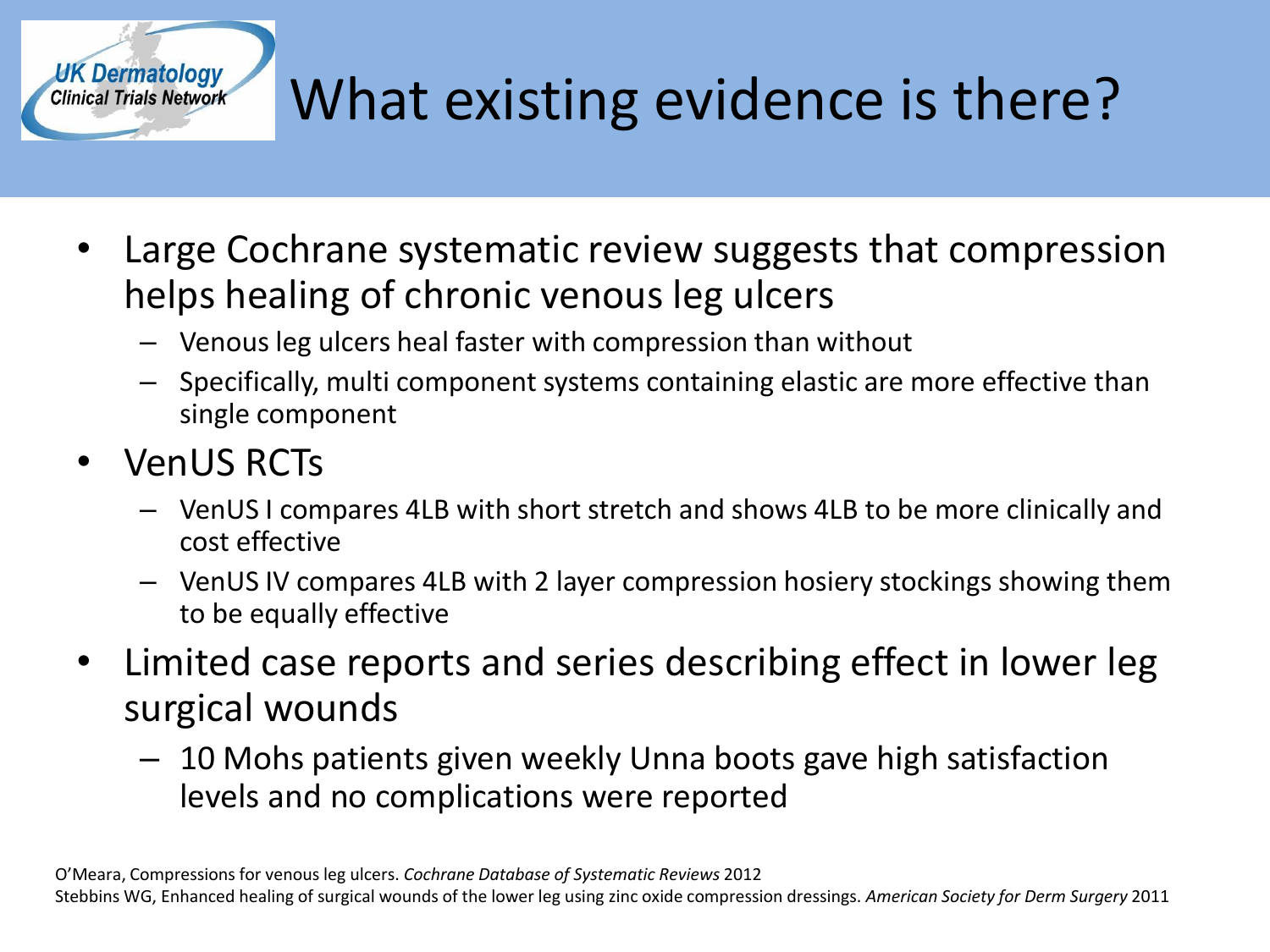# What existing evidence is there?

- Large Cochrane systematic review suggests that compression helps healing of chronic venous leg ulcers
  - Venous leg ulcers heal faster with compression than without
  - Specifically, multi component systems containing elastic are more effective than single component
- VenUS RCTs
  - VenUS I compares 4LB with short stretch and shows 4LB to be more clinically and cost effective
  - VenUS IV compares 4LB with 2 layer compression hosiery stockings showing them to be equally effective
- Limited case reports and series describing effect in lower leg surgical wounds
  - 10 Mohs patients given weekly Unna boots gave high satisfaction levels and no complications were reported

O'Meara, Compressions for venous leg ulcers. *Cochrane Database of Systematic Reviews* 2012
Stebbins WG, Enhanced healing of surgical wounds of the lower leg using zinc oxide compression dressings. *American Society for Derm Surgery* 2011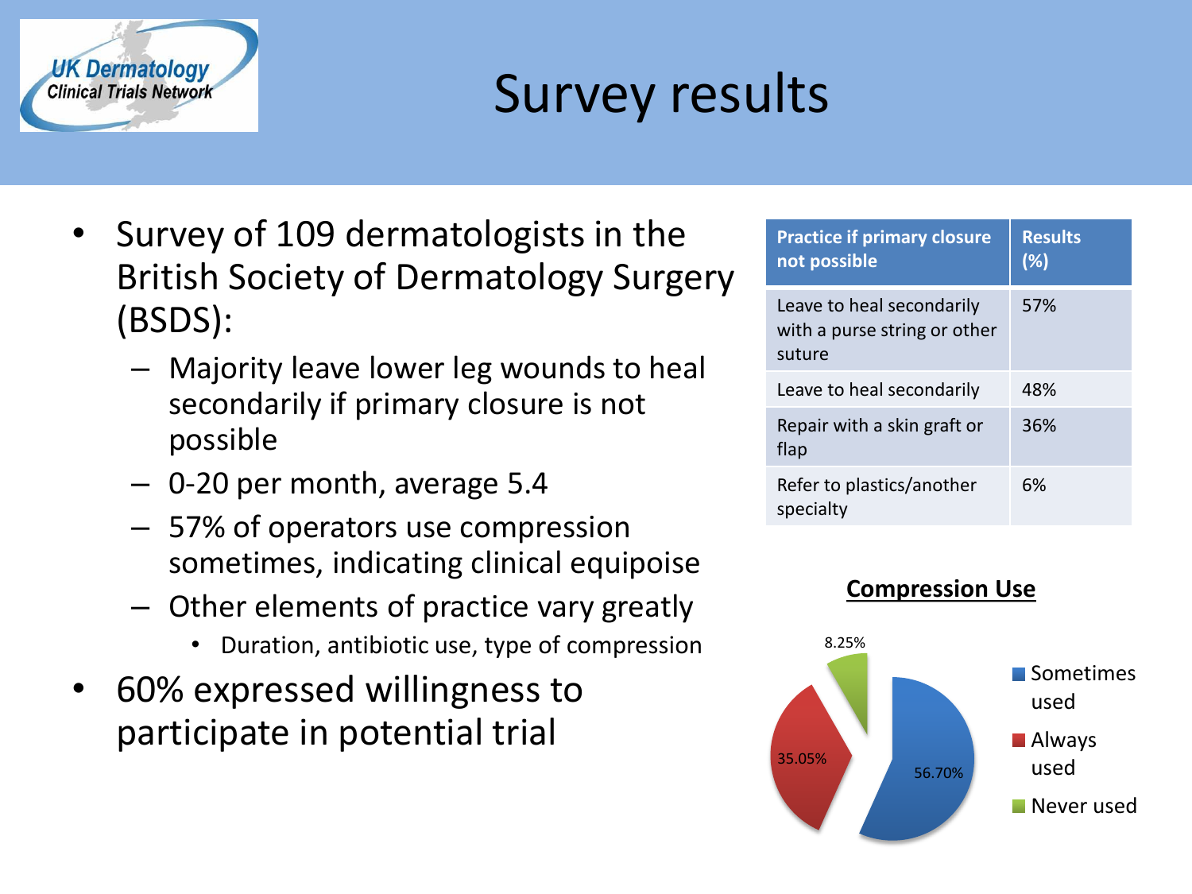# Survey results

UK Dermatology Clinical Trials Network

- Survey of 109 dermatologists in the British Society of Dermatology Surgery (BSDS):
  - Majority leave lower leg wounds to heal secondarily if primary closure is not possible
  - 0-20 per month, average 5.4
  - 57% of operators use compression sometimes, indicating clinical equipoise
  - Other elements of practice vary greatly
    - Duration, antibiotic use, type of compression
- 60% expressed willingness to participate in potential trial

| Practice if primary closure not possible | Results (%) |
|---|---|
| Leave to heal secondarily with a purse string or other suture | 57% |
| Leave to heal secondarily | 48% |
| Repair with a skin graft or flap | 36% |
| Refer to plastics/another specialty | 6% |

**Compression Use**

| Compression Use | % |
|---|---|
| Sometimes used | 56.70% |
| Always used | 35.05% |
| Never used | 8.25% |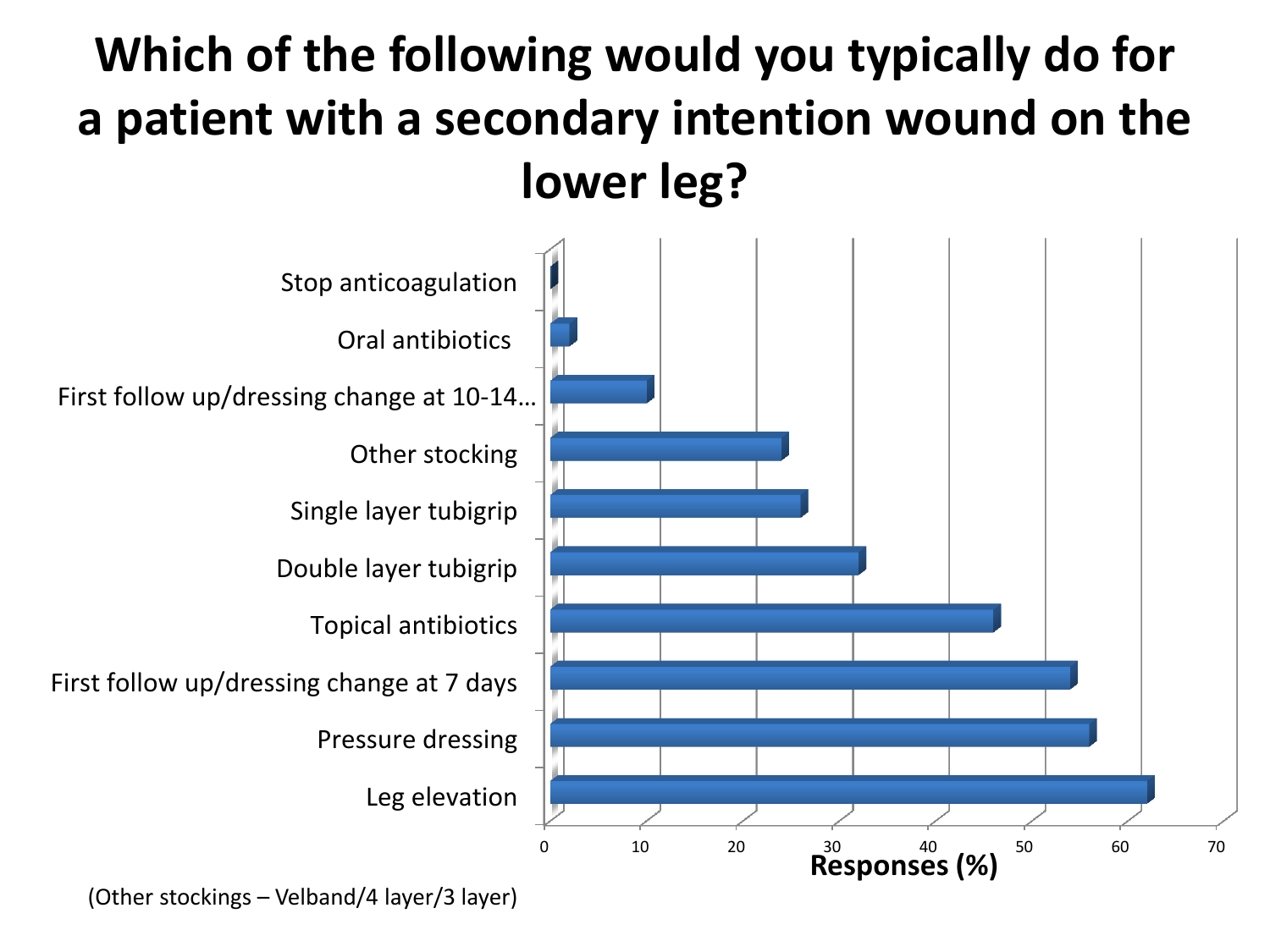# Which of the following would you typically do for a patient with a secondary intention wound on the lower leg?

| Option | Responses (%) |
| --- | --- |
| Stop anticoagulation | 0 |
| Oral antibiotics | 2 |
| First follow up/dressing change at 10-14… | 10 |
| Other stocking | 24 |
| Single layer tubigrip | 26 |
| Double layer tubigrip | 32 |
| Topical antibiotics | 46 |
| First follow up/dressing change at 7 days | 54 |
| Pressure dressing | 56 |
| Leg elevation | 62 |

Responses (%)

(Other stockings – Velband/4 layer/3 layer)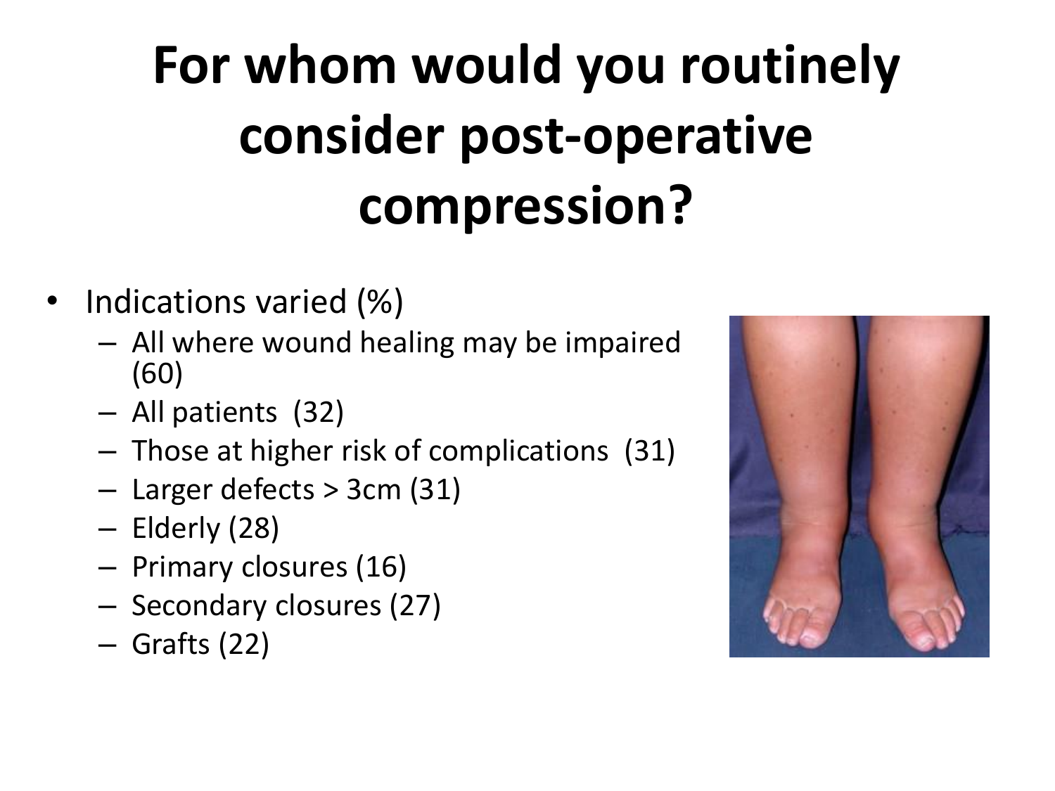# For whom would you routinely consider post-operative compression?

- Indications varied (%)
  - All where wound healing may be impaired (60)
  - All patients (32)
  - Those at higher risk of complications (31)
  - Larger defects > 3cm (31)
  - Elderly (28)
  - Primary closures (16)
  - Secondary closures (27)
  - Grafts (22)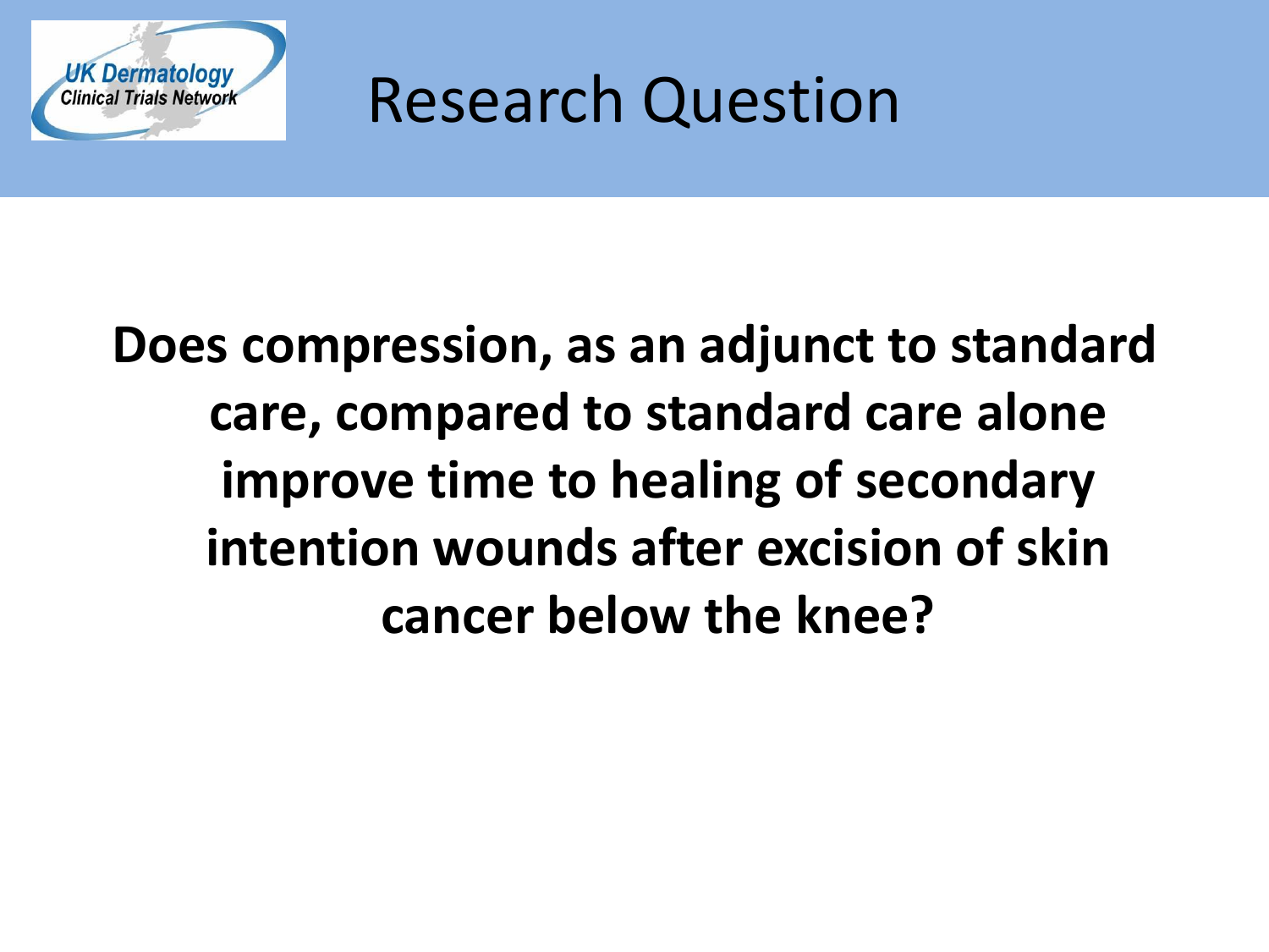# Research Question

**Does compression, as an adjunct to standard care, compared to standard care alone improve time to healing of secondary intention wounds after excision of skin cancer below the knee?**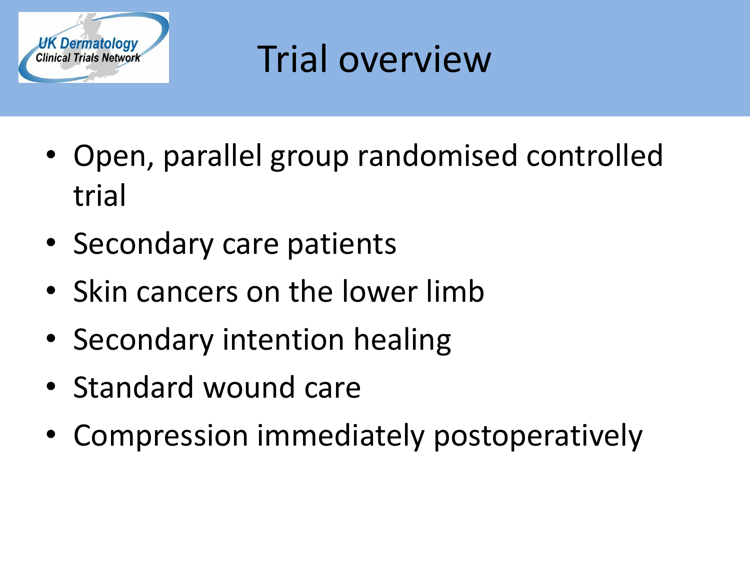# Trial overview

- Open, parallel group randomised controlled trial
- Secondary care patients
- Skin cancers on the lower limb
- Secondary intention healing
- Standard wound care
- Compression immediately postoperatively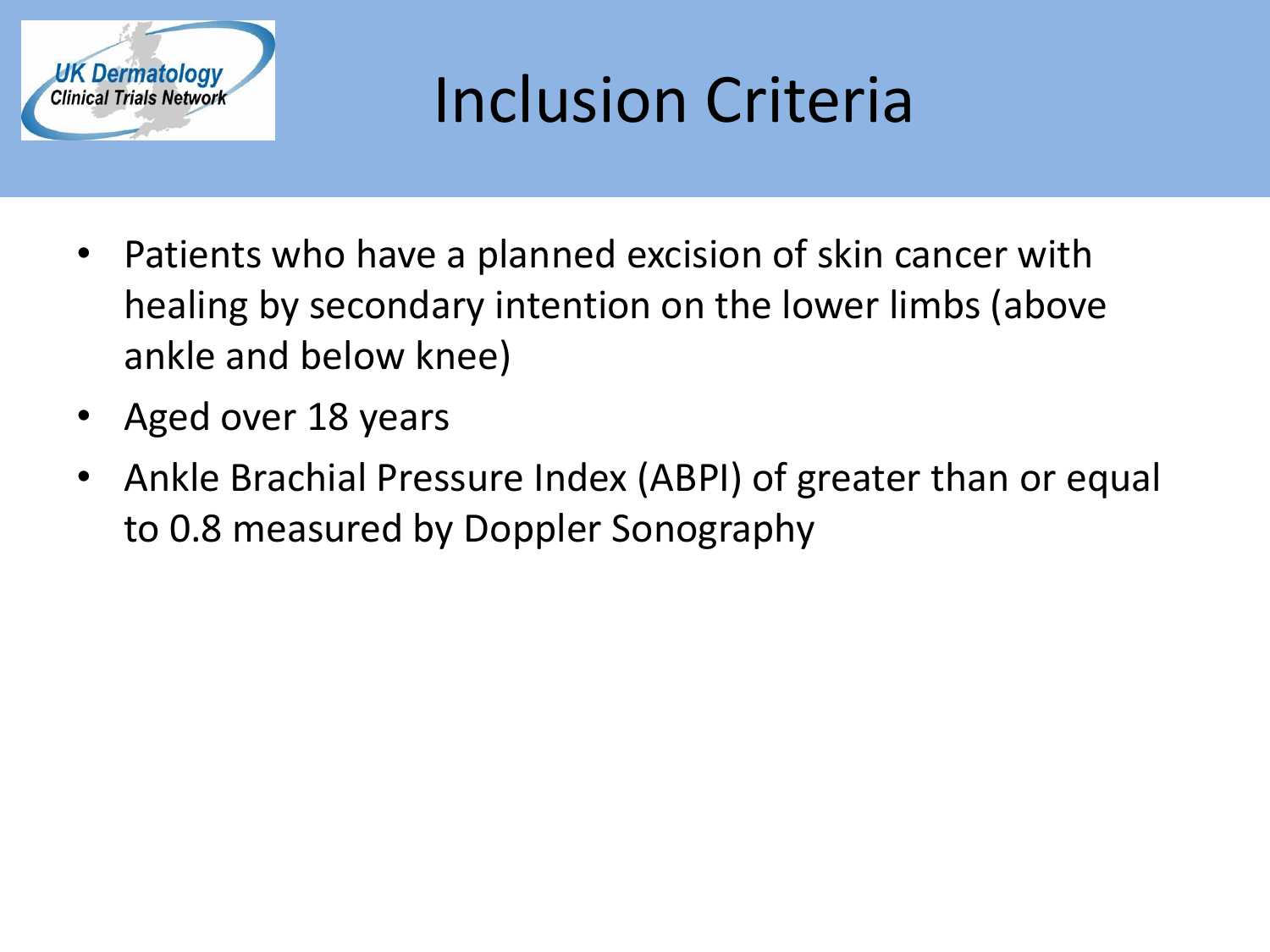# Inclusion Criteria

- Patients who have a planned excision of skin cancer with healing by secondary intention on the lower limbs (above ankle and below knee)
- Aged over 18 years
- Ankle Brachial Pressure Index (ABPI) of greater than or equal to 0.8 measured by Doppler Sonography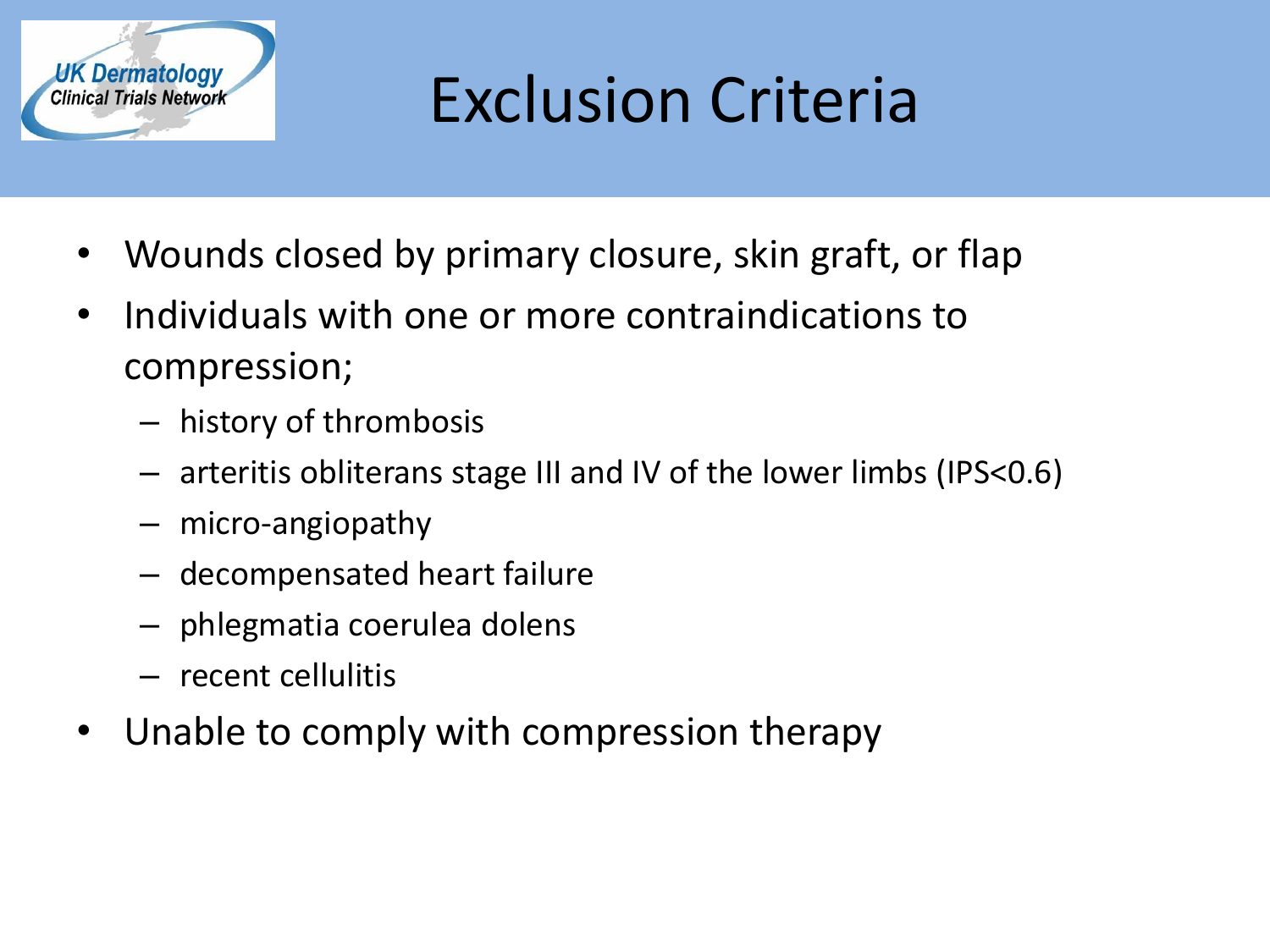# Exclusion Criteria

- Wounds closed by primary closure, skin graft, or flap
- Individuals with one or more contraindications to compression;
  - history of thrombosis
  - arteritis obliterans stage III and IV of the lower limbs (IPS<0.6)
  - micro-angiopathy
  - decompensated heart failure
  - phlegmatia coerulea dolens
  - recent cellulitis
- Unable to comply with compression therapy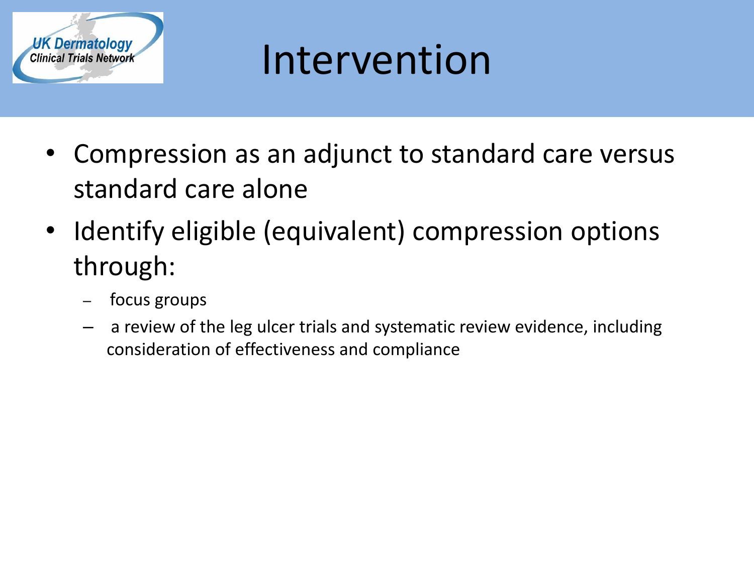# Intervention

- Compression as an adjunct to standard care versus standard care alone
- Identify eligible (equivalent) compression options through:
  - focus groups
  - a review of the leg ulcer trials and systematic review evidence, including consideration of effectiveness and compliance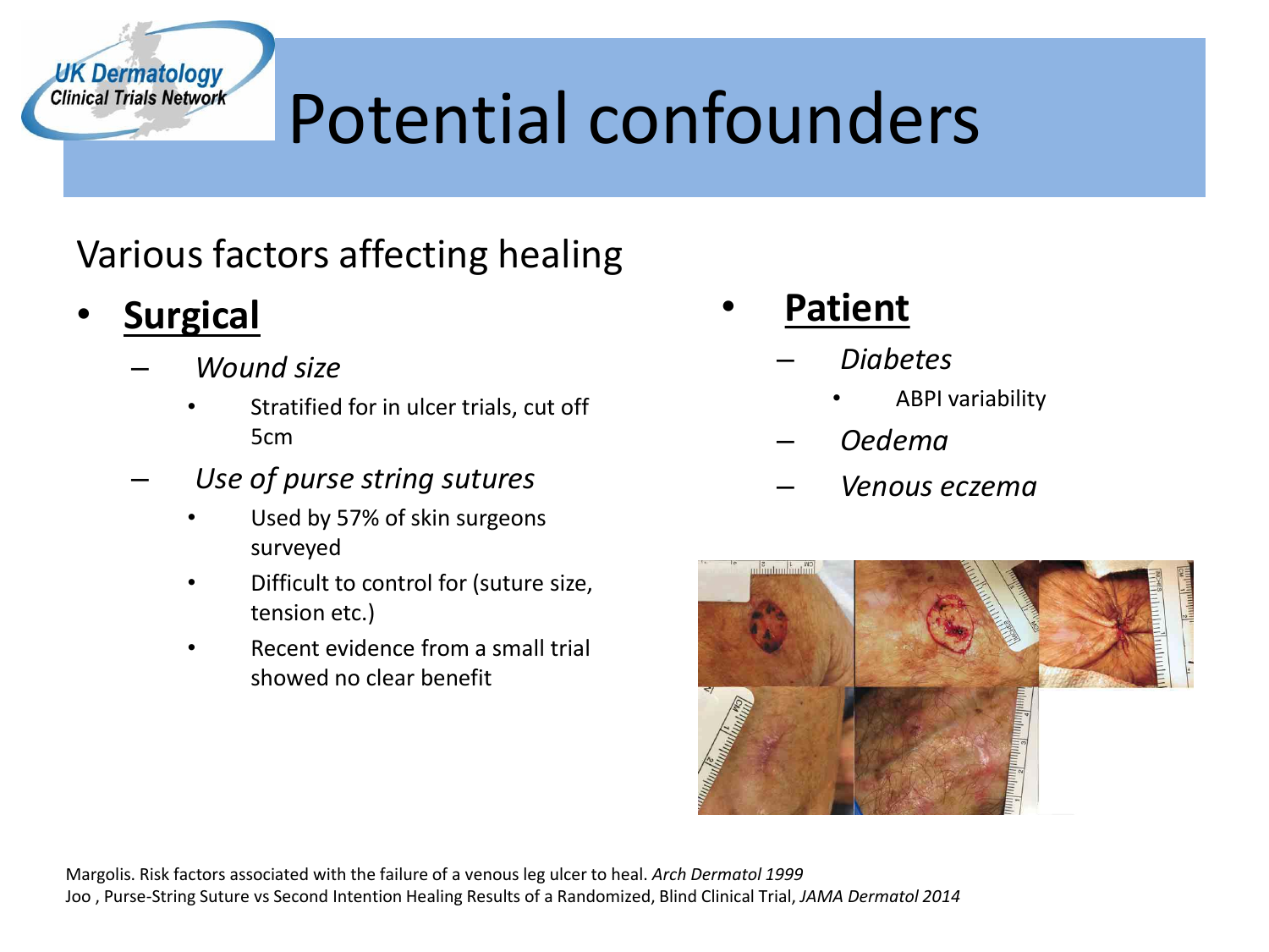# Potential confounders

Various factors affecting healing

- **Surgical**
  - *Wound size*
    - Stratified for in ulcer trials, cut off 5cm
  - *Use of purse string sutures*
    - Used by 57% of skin surgeons surveyed
    - Difficult to control for (suture size, tension etc.)
    - Recent evidence from a small trial showed no clear benefit

- **Patient**
  - *Diabetes*
    - ABPI variability
  - *Oedema*
  - *Venous eczema*

Margolis. Risk factors associated with the failure of a venous leg ulcer to heal. *Arch Dermatol 1999*
Joo , Purse-String Suture vs Second Intention Healing Results of a Randomized, Blind Clinical Trial, *JAMA Dermatol 2014*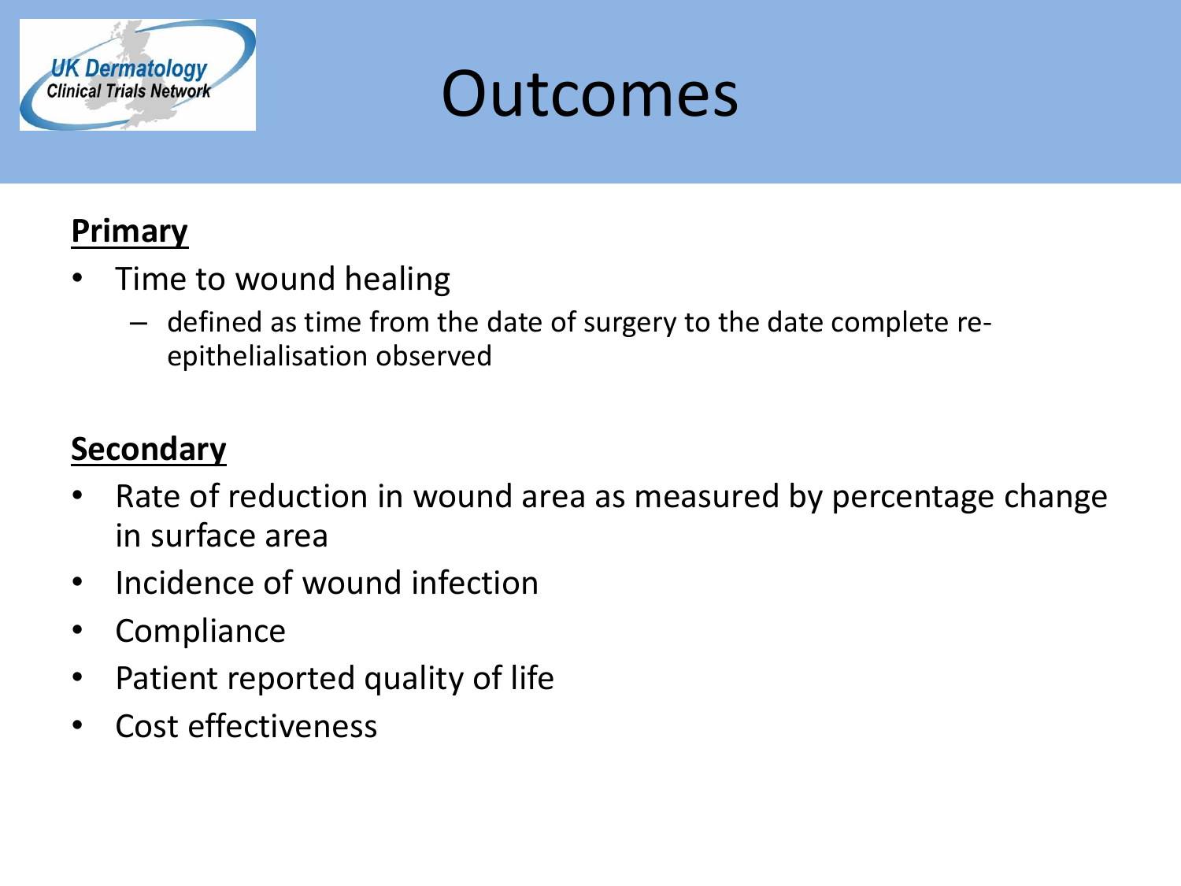# Outcomes

**Primary**

- Time to wound healing
  - defined as time from the date of surgery to the date complete re-epithelialisation observed

**Secondary**

- Rate of reduction in wound area as measured by percentage change in surface area
- Incidence of wound infection
- Compliance
- Patient reported quality of life
- Cost effectiveness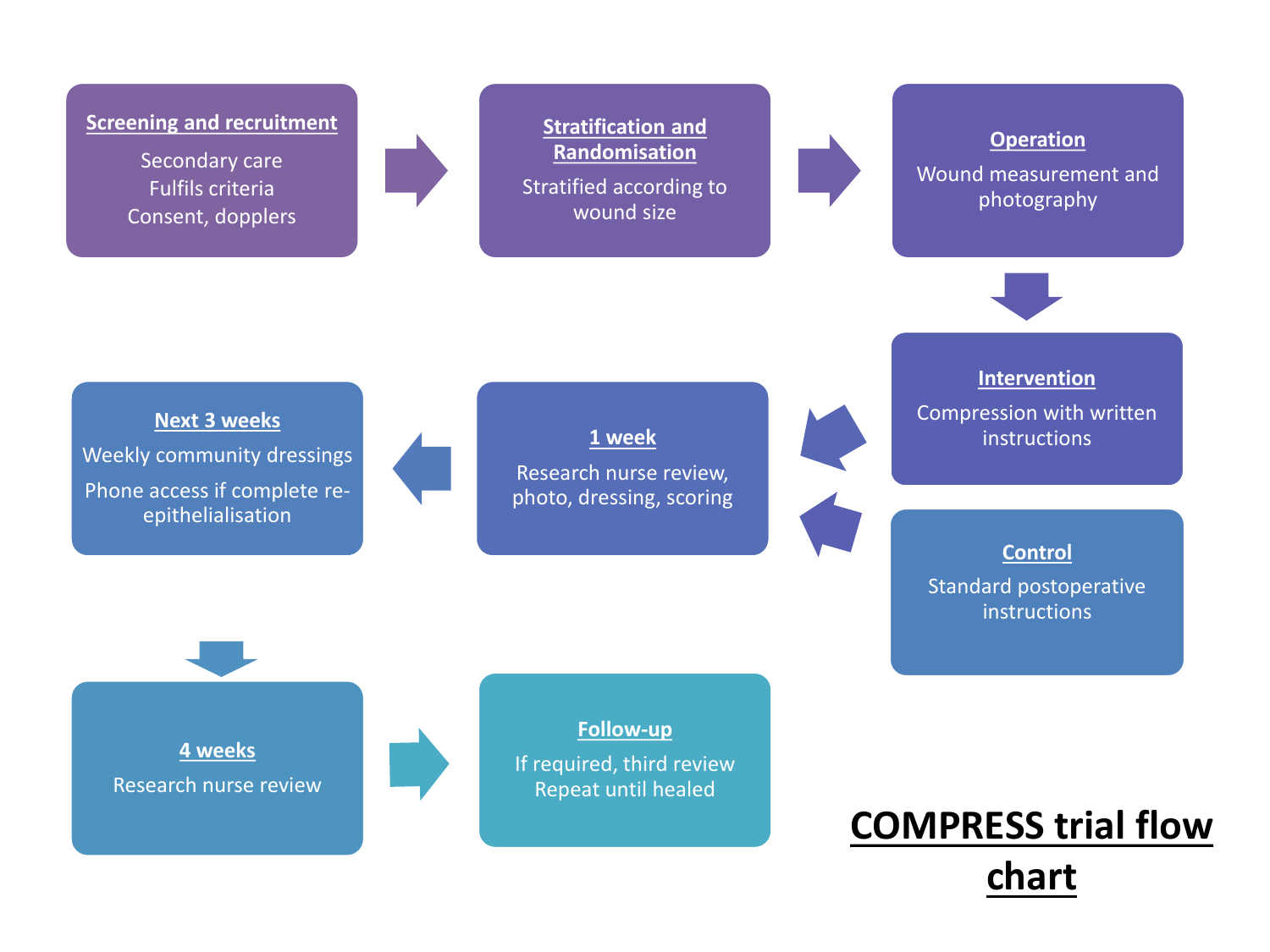# COMPRESS trial flow chart

**Screening and recruitment**

Secondary care
Fulfils criteria
Consent, dopplers

**Stratification and Randomisation**

Stratified according to wound size

**Operation**

Wound measurement and photography

**Intervention**

Compression with written instructions

**Control**

Standard postoperative instructions

**1 week**

Research nurse review, photo, dressing, scoring

**Next 3 weeks**

Weekly community dressings

Phone access if complete re-epithelialisation

**4 weeks**

Research nurse review

**Follow-up**

If required, third review
Repeat until healed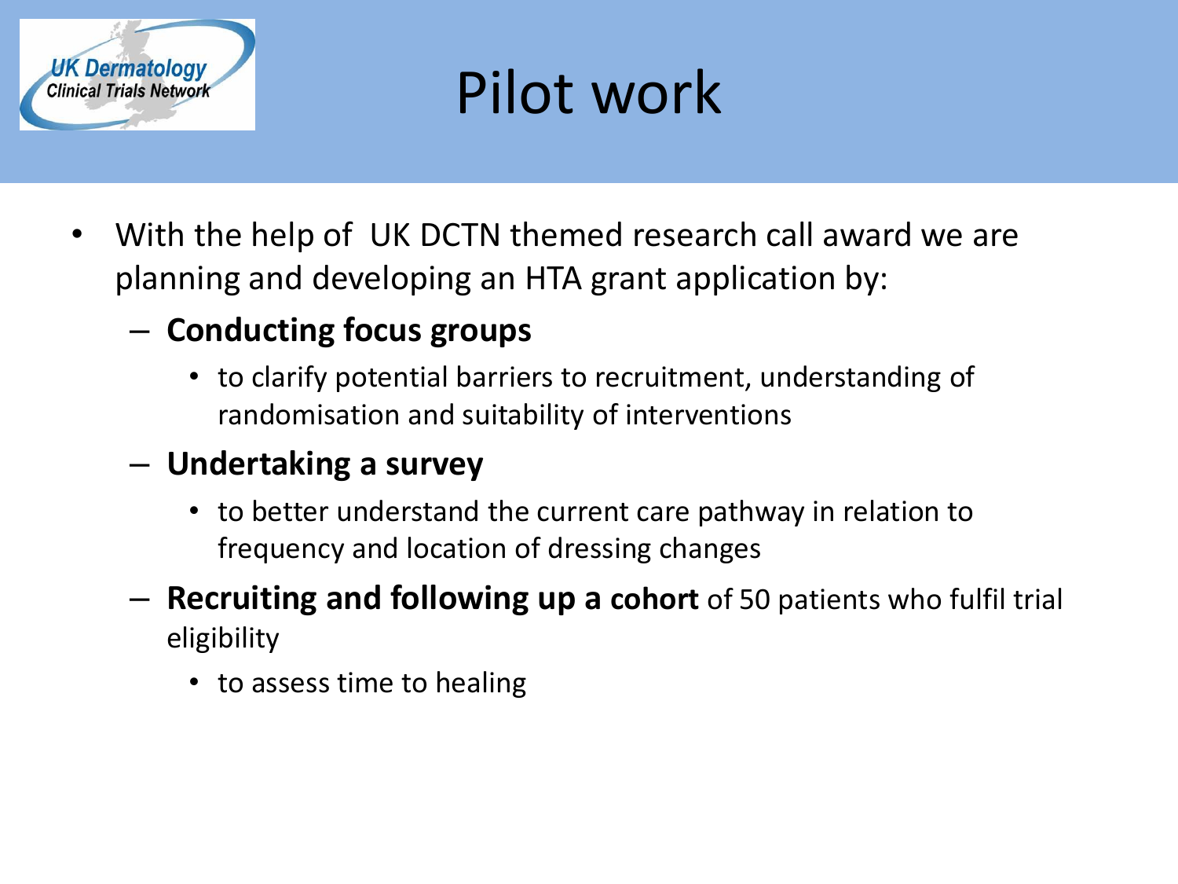# Pilot work

- With the help of UK DCTN themed research call award we are planning and developing an HTA grant application by:
  - **Conducting focus groups**
    - to clarify potential barriers to recruitment, understanding of randomisation and suitability of interventions
  - **Undertaking a survey**
    - to better understand the current care pathway in relation to frequency and location of dressing changes
  - **Recruiting and following up a cohort** of 50 patients who fulfil trial eligibility
    - to assess time to healing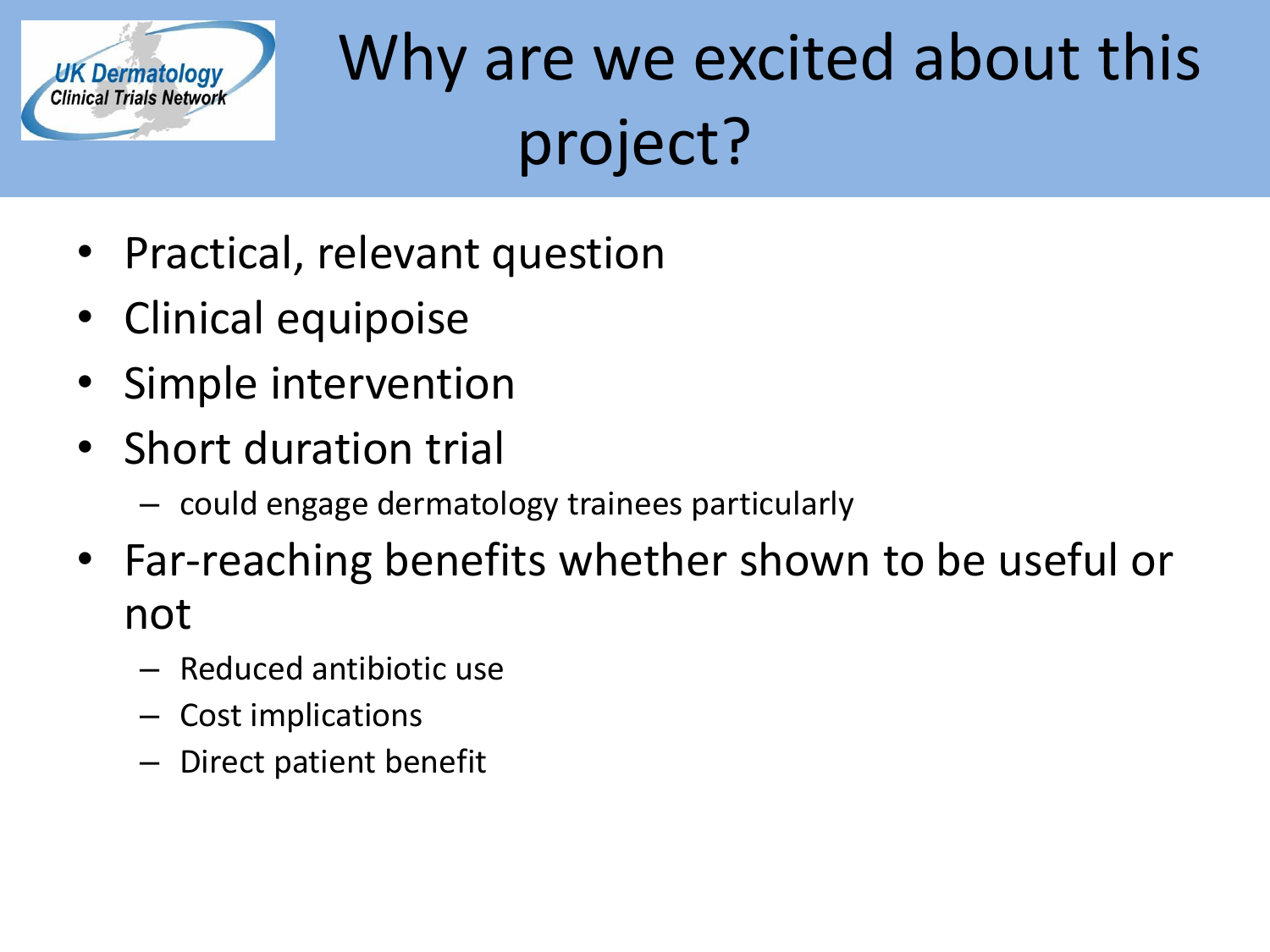# Why are we excited about this project?

- Practical, relevant question
- Clinical equipoise
- Simple intervention
- Short duration trial
  - could engage dermatology trainees particularly
- Far-reaching benefits whether shown to be useful or not
  - Reduced antibiotic use
  - Cost implications
  - Direct patient benefit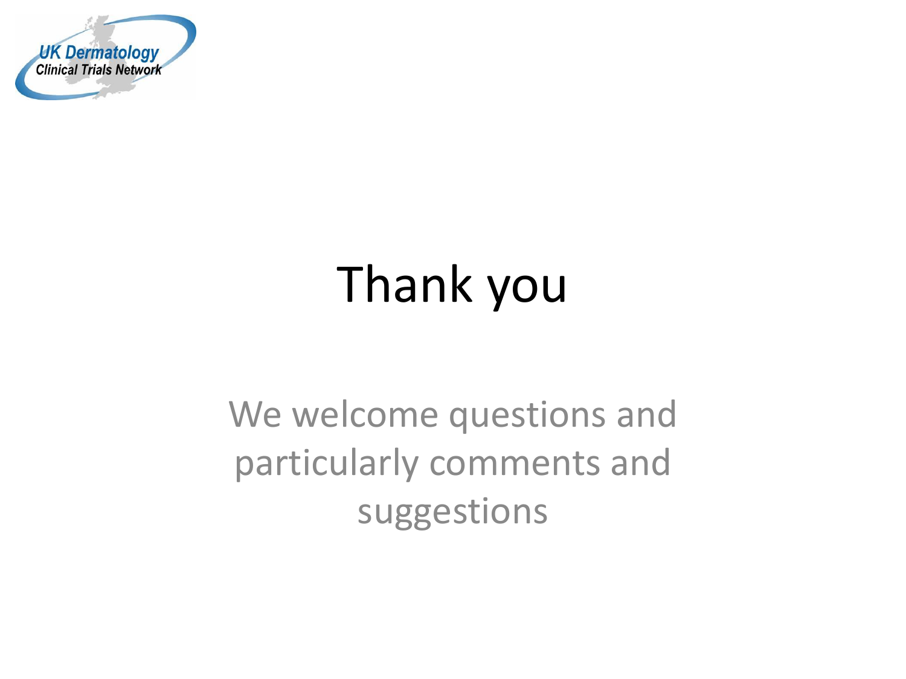UK Dermatology
Clinical Trials Network

# Thank you

We welcome questions and particularly comments and suggestions